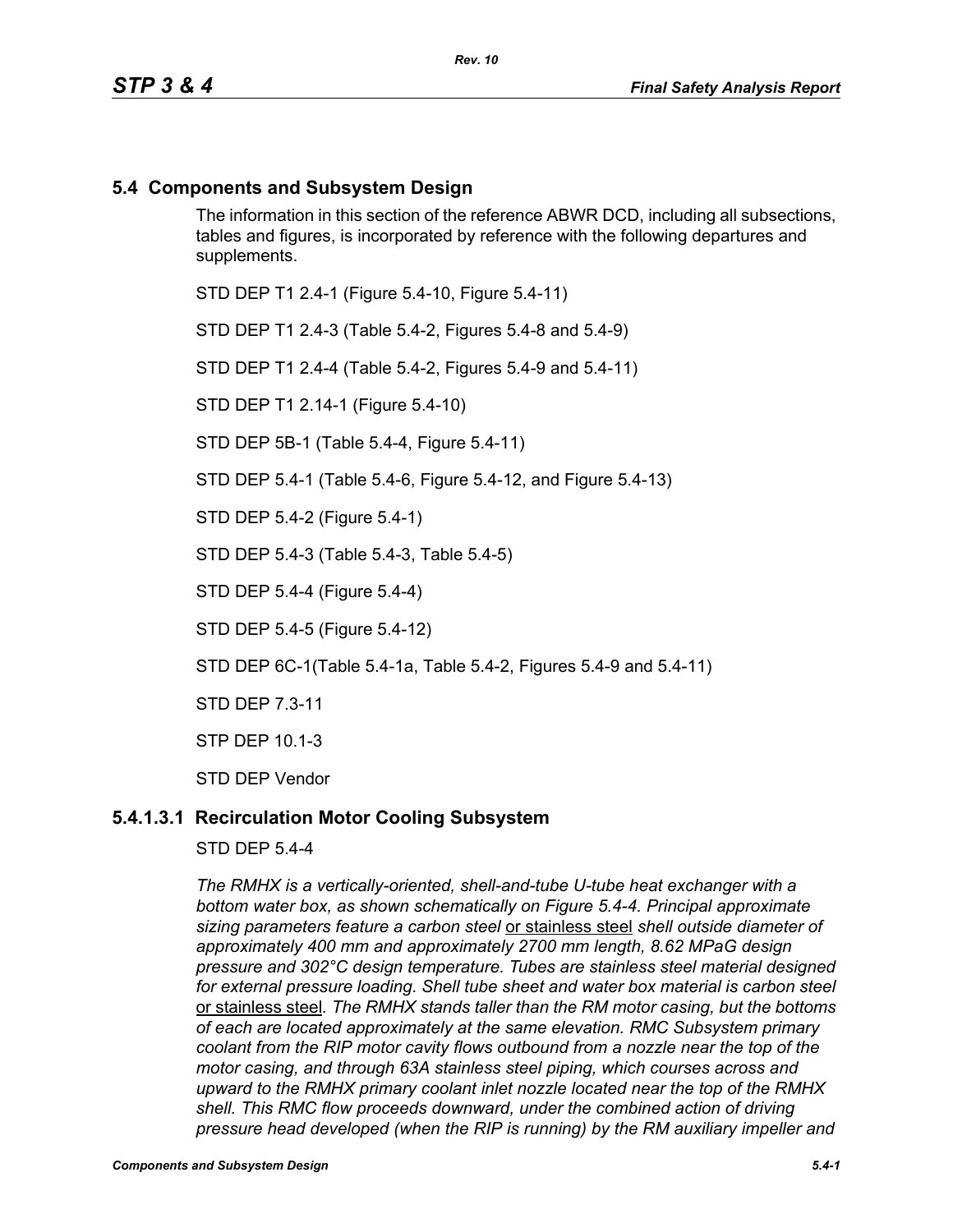## 5.4 Components and Subsystem Design

The information in this section of the reference ABWR DCD, including all subsections, tables and figures, is incorporated by reference with the following departures and supplements.

STD DEP T1 2.4-1 (Figure 5.4-10, Figure 5.4-11)

STD DEP T1 2.4-3 (Table 5.4-2, Figures 5.4-8 and 5.4-9)

STD DEP T1 2.4-4 (Table 5.4-2, Figures 5.4-9 and 5.4-11)

STD DEP T1 2.14-1 (Figure 5.4-10)

STD DEP 5B-1 (Table 5.4-4, Figure 5.4-11)

STD DEP 5.4-1 (Table 5.4-6, Figure 5.4-12, and Figure 5.4-13)

STD DEP 5.4-2 (Figure 5.4-1)

STD DEP 5.4-3 (Table 5.4-3, Table 5.4-5)

STD DEP 5.4-4 (Figure 5.4-4)

STD DEP 5.4-5 (Figure 5.4-12)

STD DEP 6C-1(Table 5.4-1a, Table 5.4-2, Figures 5.4-9 and 5.4-11)

STD DEP 7.3-11

STP DEP 10.1-3

STD DEP Vendor

### 5.4.1.3.1 Recirculation Motor Cooling Subsystem

STD DEP 5.4-4

*The RMHX is a vertically-oriented, shell-and-tube U-tube heat exchanger with a bottom water box, as shown schematically on Figure 5.4-4. Principal approximate sizing parameters feature a carbon steel* or stainless steel *shell outside diameter of approximately 400 mm and approximately 2700 mm length, 8.62 MPaG design pressure and 302°C design temperature. Tubes are stainless steel material designed for external pressure loading. Shell tube sheet and water box material is carbon steel* or stainless steel*. The RMHX stands taller than the RM motor casing, but the bottoms of each are located approximately at the same elevation. RMC Subsystem primary coolant from the RIP motor cavity flows outbound from a nozzle near the top of the motor casing, and through 63A stainless steel piping, which courses across and upward to the RMHX primary coolant inlet nozzle located near the top of the RMHX shell. This RMC flow proceeds downward, under the combined action of driving pressure head developed (when the RIP is running) by the RM auxiliary impeller and*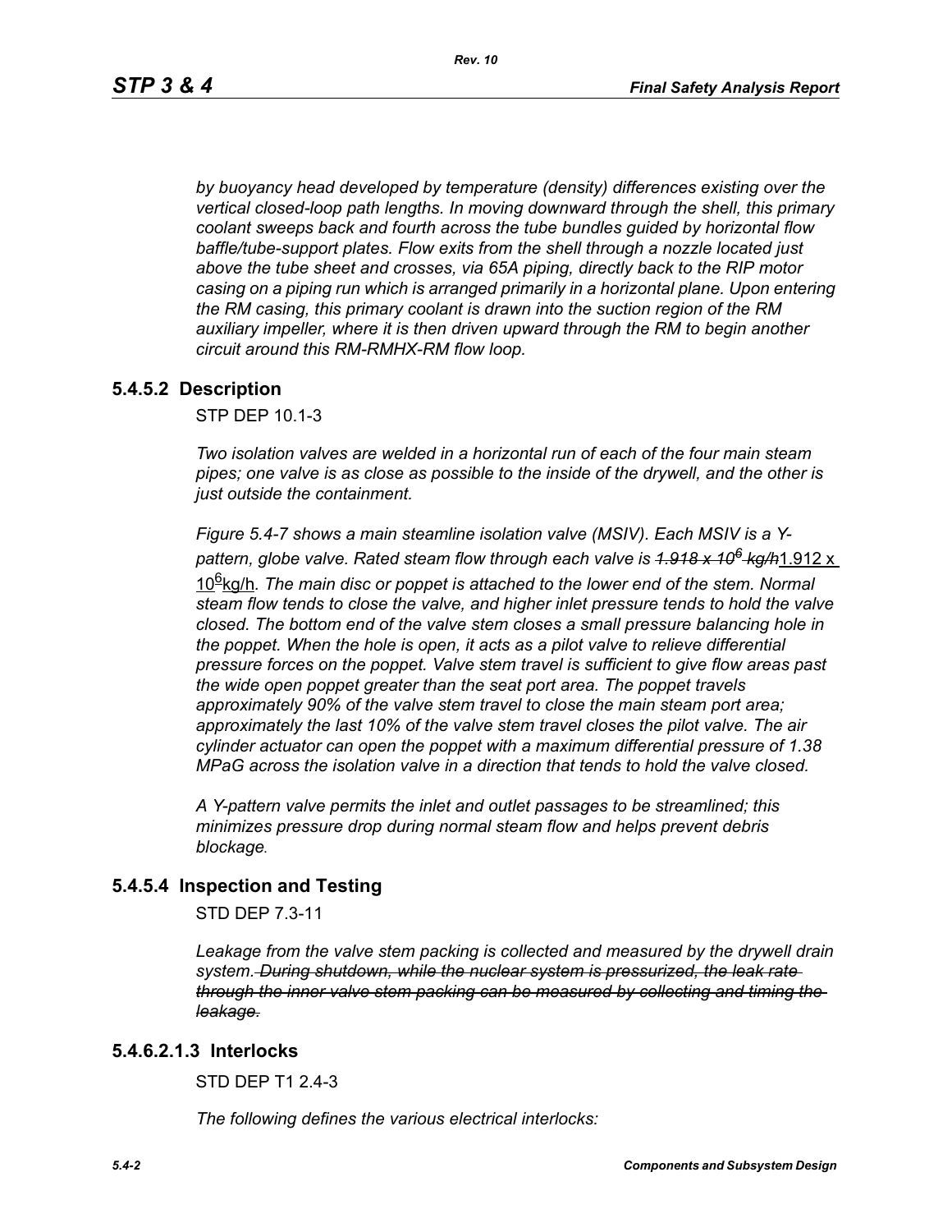*by buoyancy head developed by temperature (density) differences existing over the vertical closed-loop path lengths. In moving downward through the shell, this primary coolant sweeps back and fourth across the tube bundles guided by horizontal flow baffle/tube-support plates. Flow exits from the shell through a nozzle located just above the tube sheet and crosses, via 65A piping, directly back to the RIP motor casing on a piping run which is arranged primarily in a horizontal plane. Upon entering the RM casing, this primary coolant is drawn into the suction region of the RM auxiliary impeller, where it is then driven upward through the RM to begin another circuit around this RM-RMHX-RM flow loop.*

### 5.4.5.2 Description

STP DEP 10.1-3

*Two isolation valves are welded in a horizontal run of each of the four main steam pipes; one valve is as close as possible to the inside of the drywell, and the other is just outside the containment.*

*Figure 5.4-7 shows a main steamline isolation valve (MSIV). Each MSIV is a Y-pattern, globe valve. Rated steam flow through each valve is* ~~*1.918 x* $10^6$ *kg/h*~~ 1.912 x $10^6$ kg/h*. The main disc or poppet is attached to the lower end of the stem. Normal steam flow tends to close the valve, and higher inlet pressure tends to hold the valve closed. The bottom end of the valve stem closes a small pressure balancing hole in the poppet. When the hole is open, it acts as a pilot valve to relieve differential pressure forces on the poppet. Valve stem travel is sufficient to give flow areas past the wide open poppet greater than the seat port area. The poppet travels approximately 90% of the valve stem travel to close the main steam port area; approximately the last 10% of the valve stem travel closes the pilot valve. The air cylinder actuator can open the poppet with a maximum differential pressure of 1.38 MPaG across the isolation valve in a direction that tends to hold the valve closed.*

*A Y-pattern valve permits the inlet and outlet passages to be streamlined; this minimizes pressure drop during normal steam flow and helps prevent debris blockage.*

### 5.4.5.4 Inspection and Testing

STD DEP 7.3-11

*Leakage from the valve stem packing is collected and measured by the drywell drain system.* ~~*During shutdown, while the nuclear system is pressurized, the leak rate through the inner valve stem packing can be measured by collecting and timing the leakage.*~~

### 5.4.6.2.1.3 Interlocks

STD DEP T1 2.4-3

*The following defines the various electrical interlocks:*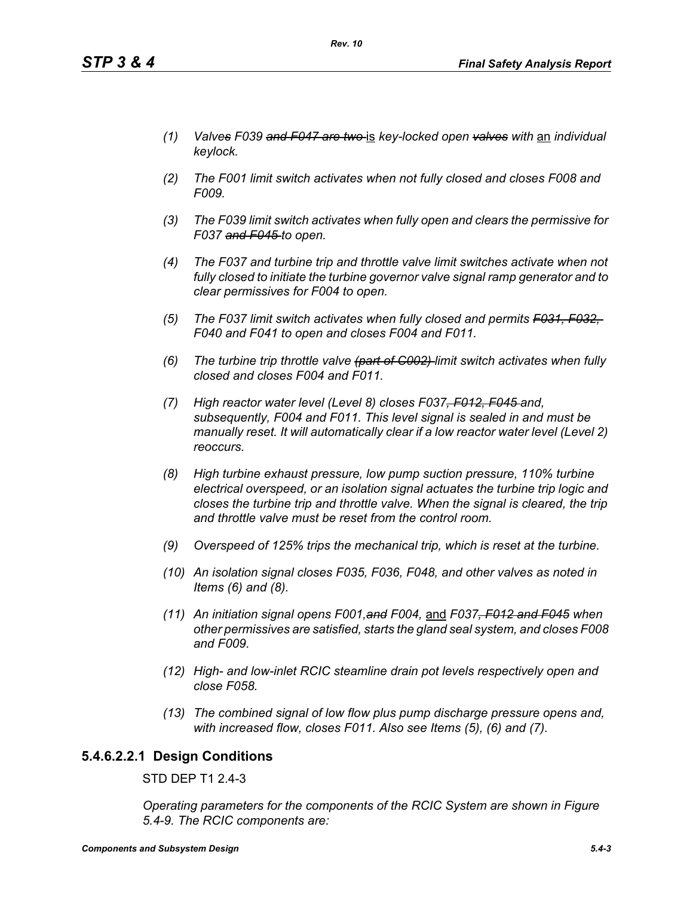*(1) Valves F039 ~~and F047 are two~~ is key-locked open ~~valves~~ with an individual keylock.*

*(2) The F001 limit switch activates when not fully closed and closes F008 and F009.*

*(3) The F039 limit switch activates when fully open and clears the permissive for F037 ~~and F045~~ to open.*

*(4) The F037 and turbine trip and throttle valve limit switches activate when not fully closed to initiate the turbine governor valve signal ramp generator and to clear permissives for F004 to open.*

*(5) The F037 limit switch activates when fully closed and permits ~~F031, F032,~~ F040 and F041 to open and closes F004 and F011.*

*(6) The turbine trip throttle valve ~~(part of C002)~~ limit switch activates when fully closed and closes F004 and F011.*

*(7) High reactor water level (Level 8) closes F037~~, F012, F045~~ and, subsequently, F004 and F011. This level signal is sealed in and must be manually reset. It will automatically clear if a low reactor water level (Level 2) reoccurs.*

*(8) High turbine exhaust pressure, low pump suction pressure, 110% turbine electrical overspeed, or an isolation signal actuates the turbine trip logic and closes the turbine trip and throttle valve. When the signal is cleared, the trip and throttle valve must be reset from the control room.*

*(9) Overspeed of 125% trips the mechanical trip, which is reset at the turbine.*

*(10) An isolation signal closes F035, F036, F048, and other valves as noted in Items (6) and (8).*

*(11) An initiation signal opens F001,~~and~~ F004,* and *F037~~, F012 and F045~~ when other permissives are satisfied, starts the gland seal system, and closes F008 and F009.*

*(12) High- and low-inlet RCIC steamline drain pot levels respectively open and close F058.*

*(13) The combined signal of low flow plus pump discharge pressure opens and, with increased flow, closes F011. Also see Items (5), (6) and (7).*

#### 5.4.6.2.2.1 Design Conditions

STD DEP T1 2.4-3

*Operating parameters for the components of the RCIC System are shown in Figure 5.4-9. The RCIC components are:*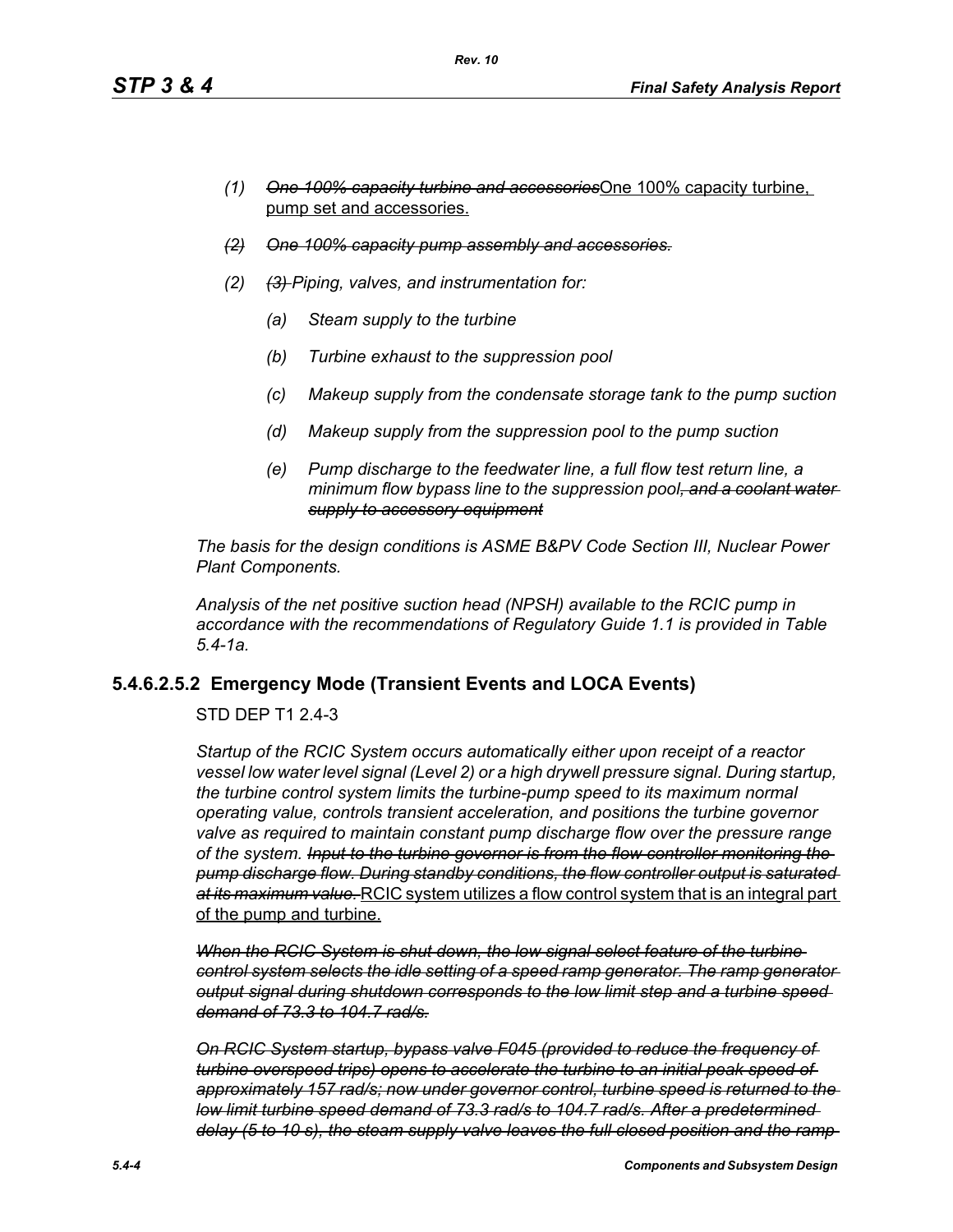*(1)* ~~*One 100% capacity turbine and accessories*~~One 100% capacity turbine, pump set and accessories.

~~*(2) One 100% capacity pump assembly and accessories.*~~

*(2)* ~~*(3)*~~ *Piping, valves, and instrumentation for:*

*(a) Steam supply to the turbine*

*(b) Turbine exhaust to the suppression pool*

*(c) Makeup supply from the condensate storage tank to the pump suction*

*(d) Makeup supply from the suppression pool to the pump suction*

*(e) Pump discharge to the feedwater line, a full flow test return line, a minimum flow bypass line to the suppression pool*~~*, and a coolant water supply to accessory equipment*~~

*The basis for the design conditions is ASME B&PV Code Section III, Nuclear Power Plant Components.*

*Analysis of the net positive suction head (NPSH) available to the RCIC pump in accordance with the recommendations of Regulatory Guide 1.1 is provided in Table 5.4-1a.*

#### 5.4.6.2.5.2 Emergency Mode (Transient Events and LOCA Events)

STD DEP T1 2.4-3

*Startup of the RCIC System occurs automatically either upon receipt of a reactor vessel low water level signal (Level 2) or a high drywell pressure signal. During startup, the turbine control system limits the turbine-pump speed to its maximum normal operating value, controls transient acceleration, and positions the turbine governor valve as required to maintain constant pump discharge flow over the pressure range of the system.* ~~*Input to the turbine governor is from the flow controller monitoring the pump discharge flow. During standby conditions, the flow controller output is saturated at its maximum value.*~~ RCIC system utilizes a flow control system that is an integral part of the pump and turbine.

~~*When the RCIC System is shut down, the low signal select feature of the turbine control system selects the idle setting of a speed ramp generator. The ramp generator output signal during shutdown corresponds to the low limit step and a turbine speed demand of 73.3 to 104.7 rad/s.*~~

~~*On RCIC System startup, bypass valve F045 (provided to reduce the frequency of turbine overspeed trips) opens to accelerate the turbine to an initial peak speed of approximately 157 rad/s; now under governor control, turbine speed is returned to the low limit turbine speed demand of 73.3 rad/s to 104.7 rad/s. After a predetermined delay (5 to 10 s), the steam supply valve leaves the full closed position and the ramp*~~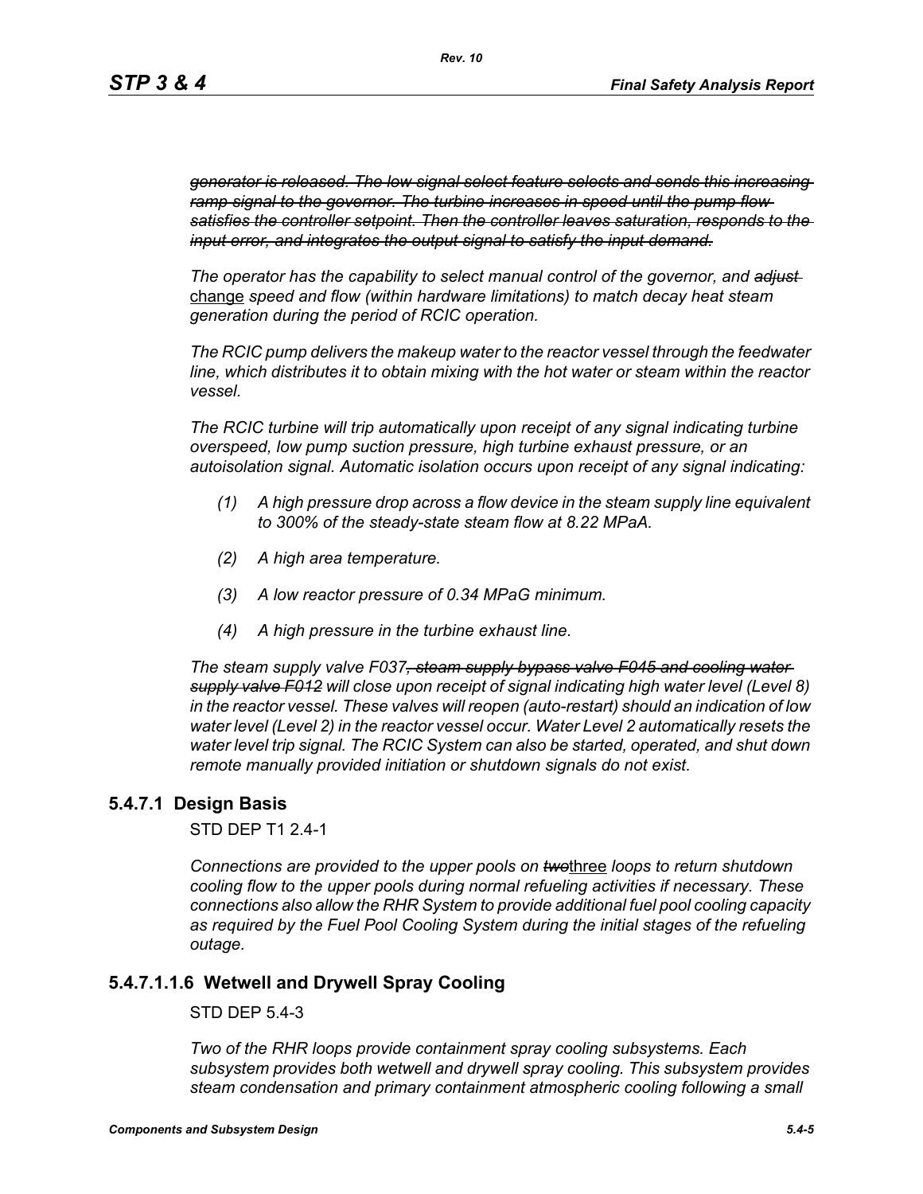*~~generator is released. The low signal select feature selects and sends this increasing ramp signal to the governor. The turbine increases in speed until the pump flow satisfies the controller setpoint. Then the controller leaves saturation, responds to the input error, and integrates the output signal to satisfy the input demand.~~*

*The operator has the capability to select manual control of the governor, and ~~adjust~~* <u>change</u> *speed and flow (within hardware limitations) to match decay heat steam generation during the period of RCIC operation.*

*The RCIC pump delivers the makeup water to the reactor vessel through the feedwater line, which distributes it to obtain mixing with the hot water or steam within the reactor vessel.*

*The RCIC turbine will trip automatically upon receipt of any signal indicating turbine overspeed, low pump suction pressure, high turbine exhaust pressure, or an autoisolation signal. Automatic isolation occurs upon receipt of any signal indicating:*

*(1) A high pressure drop across a flow device in the steam supply line equivalent to 300% of the steady-state steam flow at 8.22 MPaA.*

*(2) A high area temperature.*

*(3) A low reactor pressure of 0.34 MPaG minimum.*

*(4) A high pressure in the turbine exhaust line.*

*The steam supply valve F037~~, steam supply bypass valve F045 and cooling water supply valve F012~~ will close upon receipt of signal indicating high water level (Level 8) in the reactor vessel. These valves will reopen (auto-restart) should an indication of low water level (Level 2) in the reactor vessel occur. Water Level 2 automatically resets the water level trip signal. The RCIC System can also be started, operated, and shut down remote manually provided initiation or shutdown signals do not exist.*

## 5.4.7.1 Design Basis

STD DEP T1 2.4-1

*Connections are provided to the upper pools on ~~two~~*<u>three</u> *loops to return shutdown cooling flow to the upper pools during normal refueling activities if necessary. These connections also allow the RHR System to provide additional fuel pool cooling capacity as required by the Fuel Pool Cooling System during the initial stages of the refueling outage.*

## 5.4.7.1.1.6 Wetwell and Drywell Spray Cooling

STD DEP 5.4-3

*Two of the RHR loops provide containment spray cooling subsystems. Each subsystem provides both wetwell and drywell spray cooling. This subsystem provides steam condensation and primary containment atmospheric cooling following a small*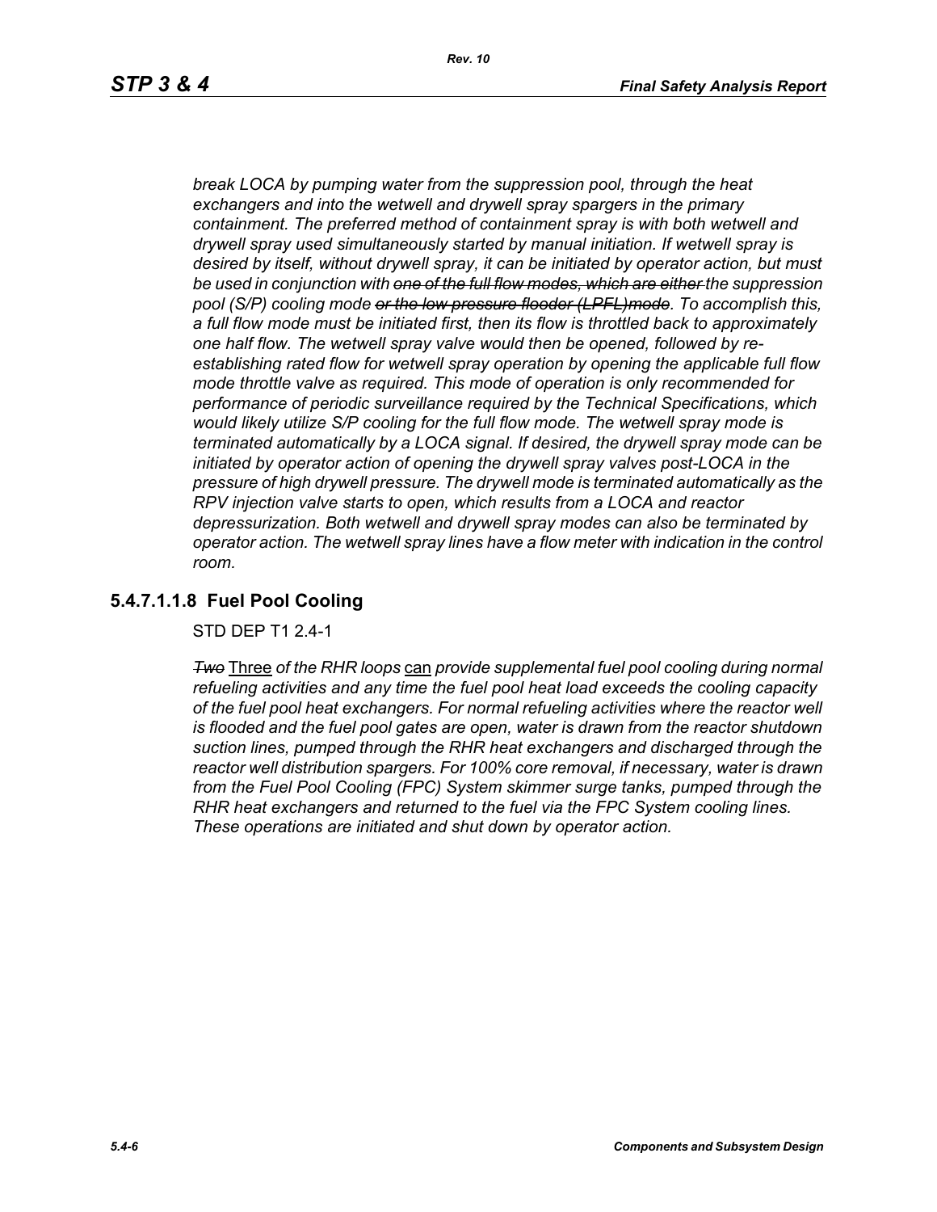*break LOCA by pumping water from the suppression pool, through the heat exchangers and into the wetwell and drywell spray spargers in the primary containment. The preferred method of containment spray is with both wetwell and drywell spray used simultaneously started by manual initiation. If wetwell spray is desired by itself, without drywell spray, it can be initiated by operator action, but must be used in conjunction with ~~one of the full flow modes, which are either~~ the suppression pool (S/P) cooling mode ~~or the low pressure flooder (LPFL)mode~~. To accomplish this, a full flow mode must be initiated first, then its flow is throttled back to approximately one half flow. The wetwell spray valve would then be opened, followed by re-establishing rated flow for wetwell spray operation by opening the applicable full flow mode throttle valve as required. This mode of operation is only recommended for performance of periodic surveillance required by the Technical Specifications, which would likely utilize S/P cooling for the full flow mode. The wetwell spray mode is terminated automatically by a LOCA signal. If desired, the drywell spray mode can be initiated by operator action of opening the drywell spray valves post-LOCA in the pressure of high drywell pressure. The drywell mode is terminated automatically as the RPV injection valve starts to open, which results from a LOCA and reactor depressurization. Both wetwell and drywell spray modes can also be terminated by operator action. The wetwell spray lines have a flow meter with indication in the control room.*

### 5.4.7.1.1.8 Fuel Pool Cooling

STD DEP T1 2.4-1

*~~Two~~* Three *of the RHR loops* can *provide supplemental fuel pool cooling during normal refueling activities and any time the fuel pool heat load exceeds the cooling capacity of the fuel pool heat exchangers. For normal refueling activities where the reactor well is flooded and the fuel pool gates are open, water is drawn from the reactor shutdown suction lines, pumped through the RHR heat exchangers and discharged through the reactor well distribution spargers. For 100% core removal, if necessary, water is drawn from the Fuel Pool Cooling (FPC) System skimmer surge tanks, pumped through the RHR heat exchangers and returned to the fuel via the FPC System cooling lines. These operations are initiated and shut down by operator action.*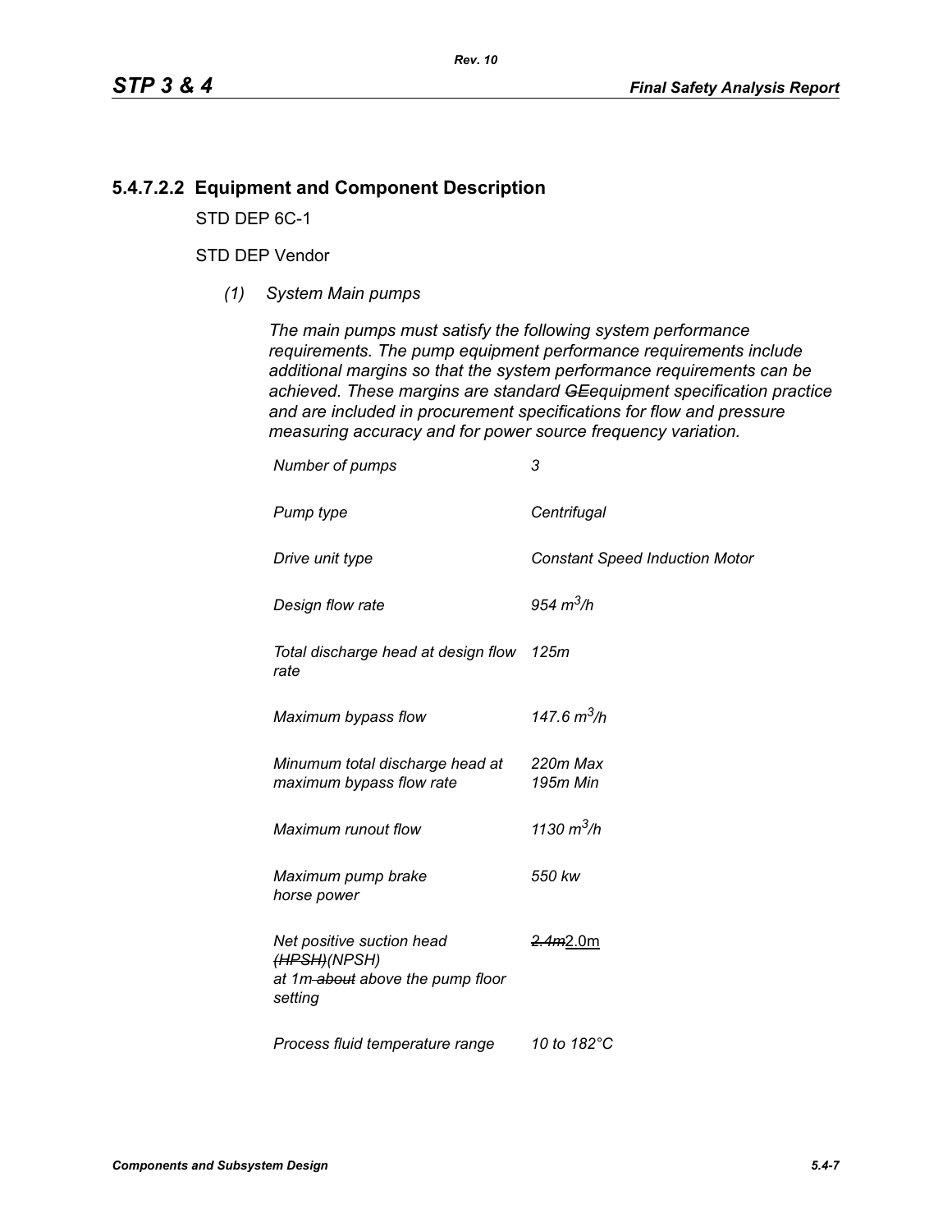### 5.4.7.2.2 Equipment and Component Description

STD DEP 6C-1

STD DEP Vendor

*(1) System Main pumps*

*The main pumps must satisfy the following system performance requirements. The pump equipment performance requirements include additional margins so that the system performance requirements can be achieved. These margins are standard ~~GE~~equipment specification practice and are included in procurement specifications for flow and pressure measuring accuracy and for power source frequency variation.*

| | |
|---|---|
| *Number of pumps* | *3* |
| *Pump type* | *Centrifugal* |
| *Drive unit type* | *Constant Speed Induction Motor* |
| *Design flow rate* | *954 $m^3$/h* |
| *Total discharge head at design flow rate* | *125m* |
| *Maximum bypass flow* | *147.6 $m^3$/h* |
| *Minumum total discharge head at maximum bypass flow rate* | *220m Max*<br>*195m Min* |
| *Maximum runout flow* | *1130 $m^3$/h* |
| *Maximum pump brake horse power* | *550 kw* |
| *Net positive suction head ~~(HPSH)~~(NPSH) at 1m ~~about~~ above the pump floor setting* | ~~*2.4m*~~2.0m |
| *Process fluid temperature range* | *10 to 182°C* |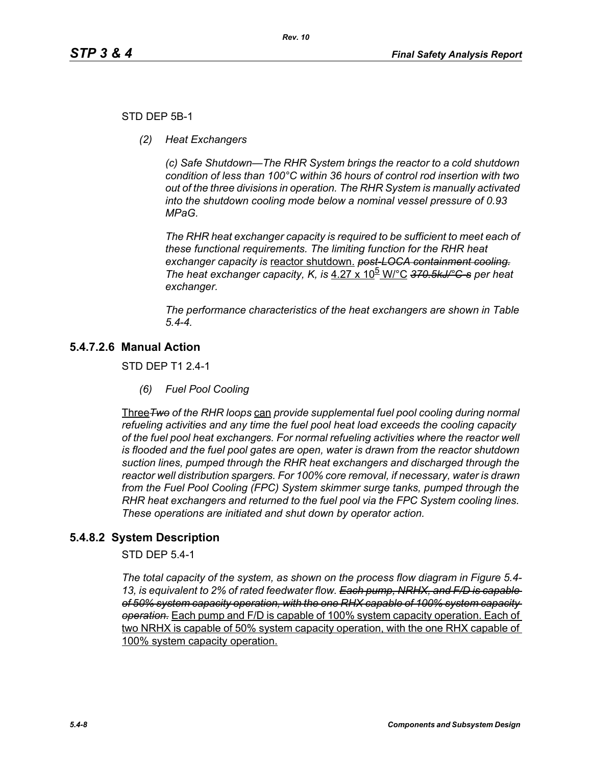STD DEP 5B-1

*(2) Heat Exchangers*

*(c) Safe Shutdown—The RHR System brings the reactor to a cold shutdown condition of less than 100°C within 36 hours of control rod insertion with two out of the three divisions in operation. The RHR System is manually activated into the shutdown cooling mode below a nominal vessel pressure of 0.93 MPaG.*

*The RHR heat exchanger capacity is required to be sufficient to meet each of these functional requirements. The limiting function for the RHR heat exchanger capacity is* reactor shutdown. ~~*post-LOCA containment cooling.*~~ *The heat exchanger capacity, K, is* $4.27 \times 10^{5}$ W/°C ~~*370.5kJ/°C-s*~~ *per heat exchanger.*

*The performance characteristics of the heat exchangers are shown in Table 5.4-4.*

## 5.4.7.2.6 Manual Action

STD DEP T1 2.4-1

*(6) Fuel Pool Cooling*

Three~~*Two*~~ *of the RHR loops* can *provide supplemental fuel pool cooling during normal refueling activities and any time the fuel pool heat load exceeds the cooling capacity of the fuel pool heat exchangers. For normal refueling activities where the reactor well is flooded and the fuel pool gates are open, water is drawn from the reactor shutdown suction lines, pumped through the RHR heat exchangers and discharged through the reactor well distribution spargers. For 100% core removal, if necessary, water is drawn from the Fuel Pool Cooling (FPC) System skimmer surge tanks, pumped through the RHR heat exchangers and returned to the fuel pool via the FPC System cooling lines. These operations are initiated and shut down by operator action.*

## 5.4.8.2 System Description

STD DEP 5.4-1

*The total capacity of the system, as shown on the process flow diagram in Figure 5.4-13, is equivalent to 2% of rated feedwater flow.* ~~*Each pump, NRHX, and F/D is capable of 50% system capacity operation, with the one RHX capable of 100% system capacity operation.*~~ Each pump and F/D is capable of 100% system capacity operation. Each of two NRHX is capable of 50% system capacity operation, with the one RHX capable of 100% system capacity operation.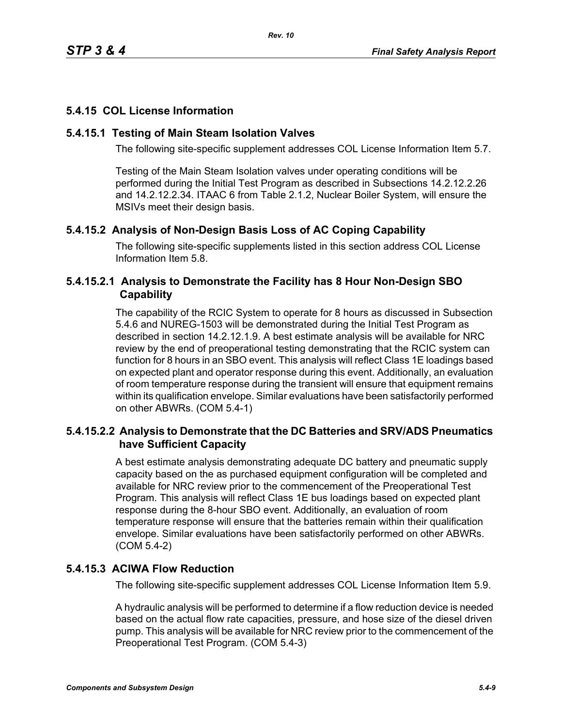## 5.4.15 COL License Information

### 5.4.15.1 Testing of Main Steam Isolation Valves

The following site-specific supplement addresses COL License Information Item 5.7.

Testing of the Main Steam Isolation valves under operating conditions will be performed during the Initial Test Program as described in Subsections 14.2.12.2.26 and 14.2.12.2.34. ITAAC 6 from Table 2.1.2, Nuclear Boiler System, will ensure the MSIVs meet their design basis.

### 5.4.15.2 Analysis of Non-Design Basis Loss of AC Coping Capability

The following site-specific supplements listed in this section address COL License Information Item 5.8.

#### 5.4.15.2.1 Analysis to Demonstrate the Facility has 8 Hour Non-Design SBO Capability

The capability of the RCIC System to operate for 8 hours as discussed in Subsection 5.4.6 and NUREG-1503 will be demonstrated during the Initial Test Program as described in section 14.2.12.1.9. A best estimate analysis will be available for NRC review by the end of preoperational testing demonstrating that the RCIC system can function for 8 hours in an SBO event. This analysis will reflect Class 1E loadings based on expected plant and operator response during this event. Additionally, an evaluation of room temperature response during the transient will ensure that equipment remains within its qualification envelope. Similar evaluations have been satisfactorily performed on other ABWRs. (COM 5.4-1)

#### 5.4.15.2.2 Analysis to Demonstrate that the DC Batteries and SRV/ADS Pneumatics have Sufficient Capacity

A best estimate analysis demonstrating adequate DC battery and pneumatic supply capacity based on the as purchased equipment configuration will be completed and available for NRC review prior to the commencement of the Preoperational Test Program. This analysis will reflect Class 1E bus loadings based on expected plant response during the 8-hour SBO event. Additionally, an evaluation of room temperature response will ensure that the batteries remain within their qualification envelope. Similar evaluations have been satisfactorily performed on other ABWRs. (COM 5.4-2)

### 5.4.15.3 ACIWA Flow Reduction

The following site-specific supplement addresses COL License Information Item 5.9.

A hydraulic analysis will be performed to determine if a flow reduction device is needed based on the actual flow rate capacities, pressure, and hose size of the diesel driven pump. This analysis will be available for NRC review prior to the commencement of the Preoperational Test Program. (COM 5.4-3)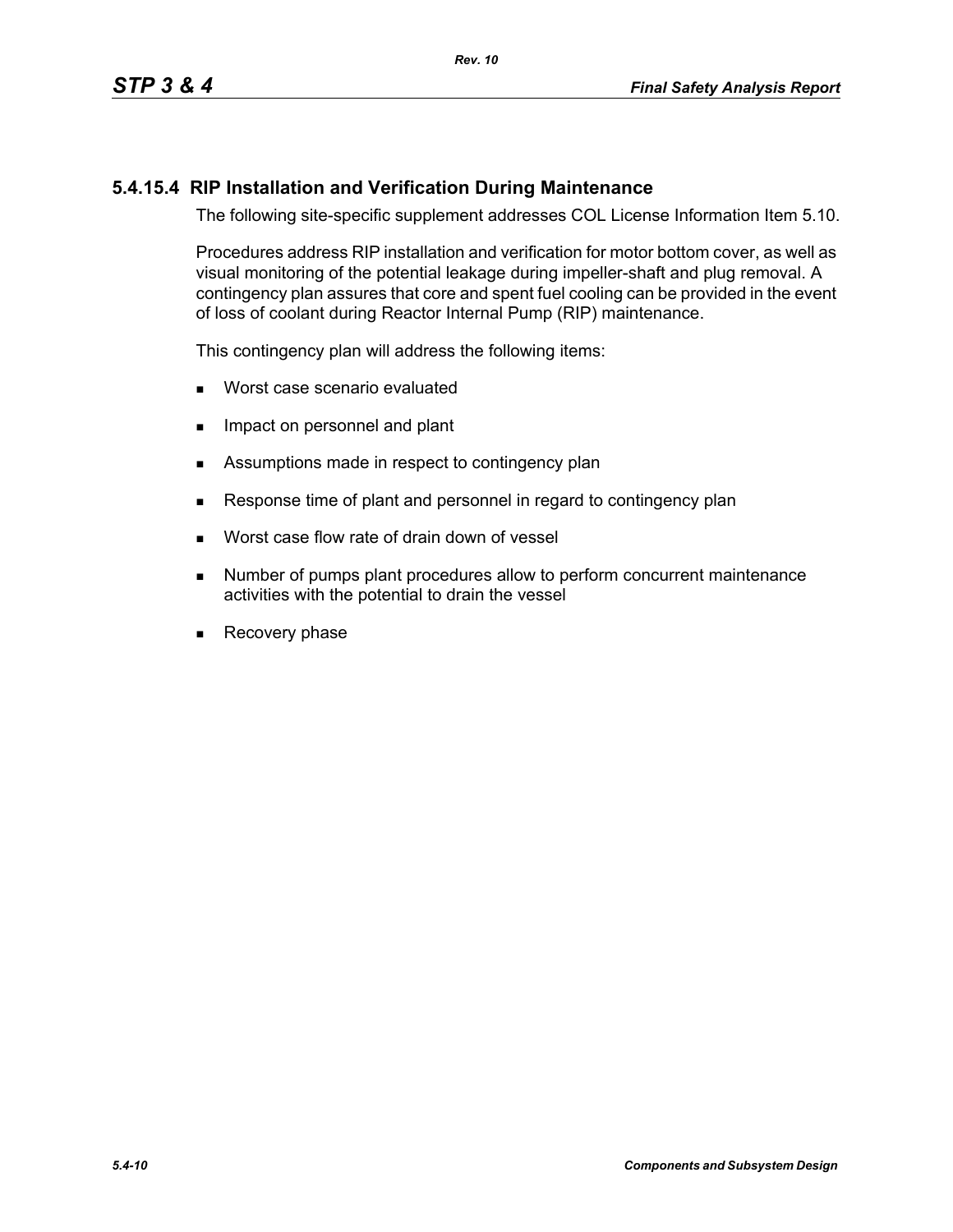### 5.4.15.4 RIP Installation and Verification During Maintenance

The following site-specific supplement addresses COL License Information Item 5.10.

Procedures address RIP installation and verification for motor bottom cover, as well as visual monitoring of the potential leakage during impeller-shaft and plug removal. A contingency plan assures that core and spent fuel cooling can be provided in the event of loss of coolant during Reactor Internal Pump (RIP) maintenance.

This contingency plan will address the following items:

- Worst case scenario evaluated
- Impact on personnel and plant
- Assumptions made in respect to contingency plan
- Response time of plant and personnel in regard to contingency plan
- Worst case flow rate of drain down of vessel
- Number of pumps plant procedures allow to perform concurrent maintenance activities with the potential to drain the vessel
- Recovery phase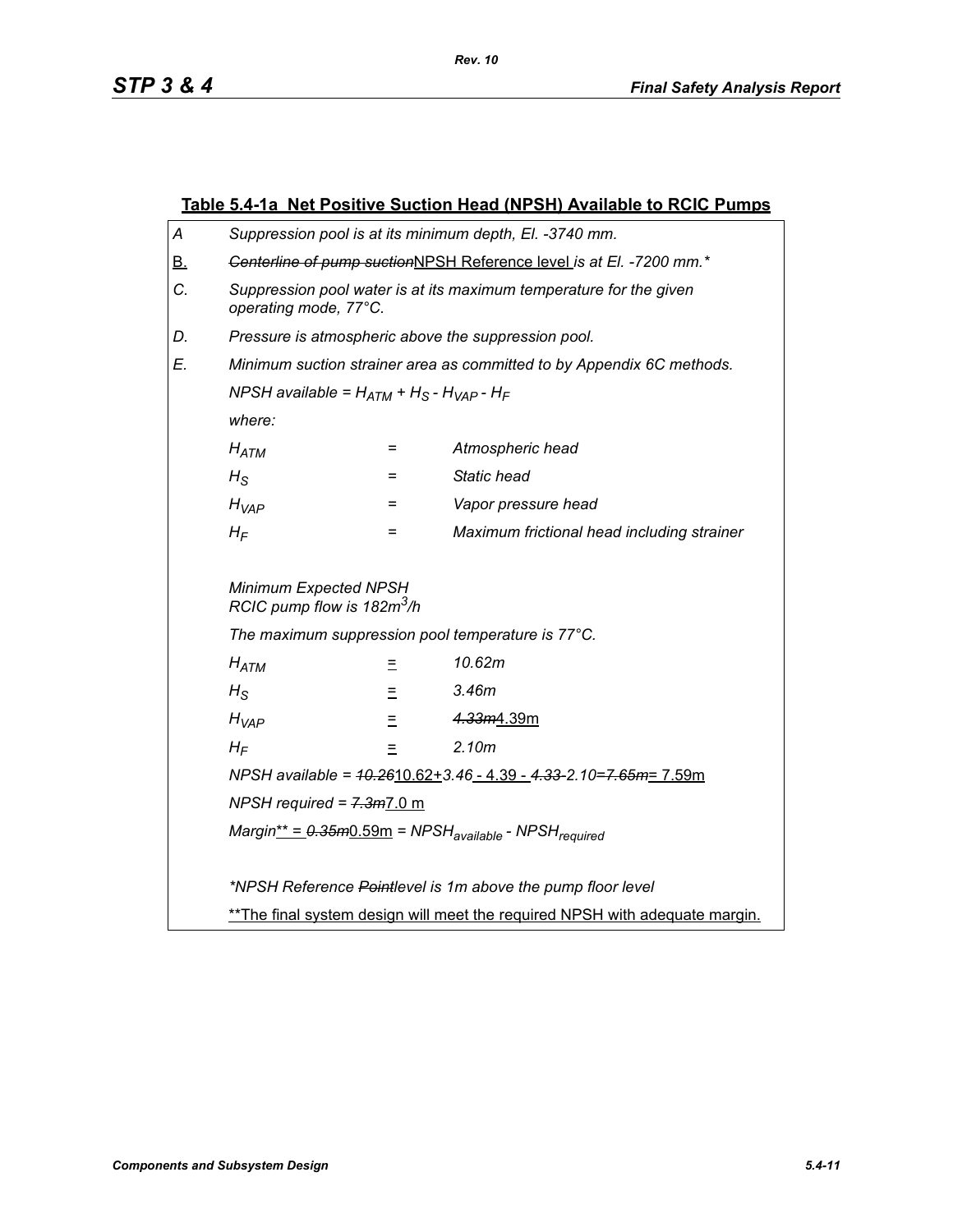## Table 5.4-1a Net Positive Suction Head (NPSH) Available to RCIC Pumps

A Suppression pool is at its minimum depth, El. -3740 mm.

B. ~~Centerline of pump suction~~NPSH Reference level is at El. -7200 mm.*

C. Suppression pool water is at its maximum temperature for the given operating mode, 77°C.

D. Pressure is atmospheric above the suppression pool.

E. Minimum suction strainer area as committed to by Appendix 6C methods.

NPSH available = $H_{ATM} + H_S - H_{VAP} - H_F$

where:

| | | |
|---|---|---|
| $H_{ATM}$ | = | Atmospheric head |
| $H_S$ | = | Static head |
| $H_{VAP}$ | = | Vapor pressure head |
| $H_F$ | = | Maximum frictional head including strainer |

Minimum Expected NPSH
RCIC pump flow is 182m$^3$/h

The maximum suppression pool temperature is 77°C.

| | | |
|---|---|---|
| $H_{ATM}$ | = | 10.62m |
| $H_S$ | = | 3.46m |
| $H_{VAP}$ | = | ~~4.33m~~4.39m |
| $H_F$ | = | 2.10m |

NPSH available = ~~10.26~~10.62+3.46 - 4.39 - ~~4.33~~ 2.10=~~7.65m~~= 7.59m

NPSH required = ~~7.3m~~7.0 m

Margin** = ~~0.35m~~0.59m = $NPSH_{available} - NPSH_{required}$

*NPSH Reference ~~Point~~level is 1m above the pump floor level

**The final system design will meet the required NPSH with adequate margin.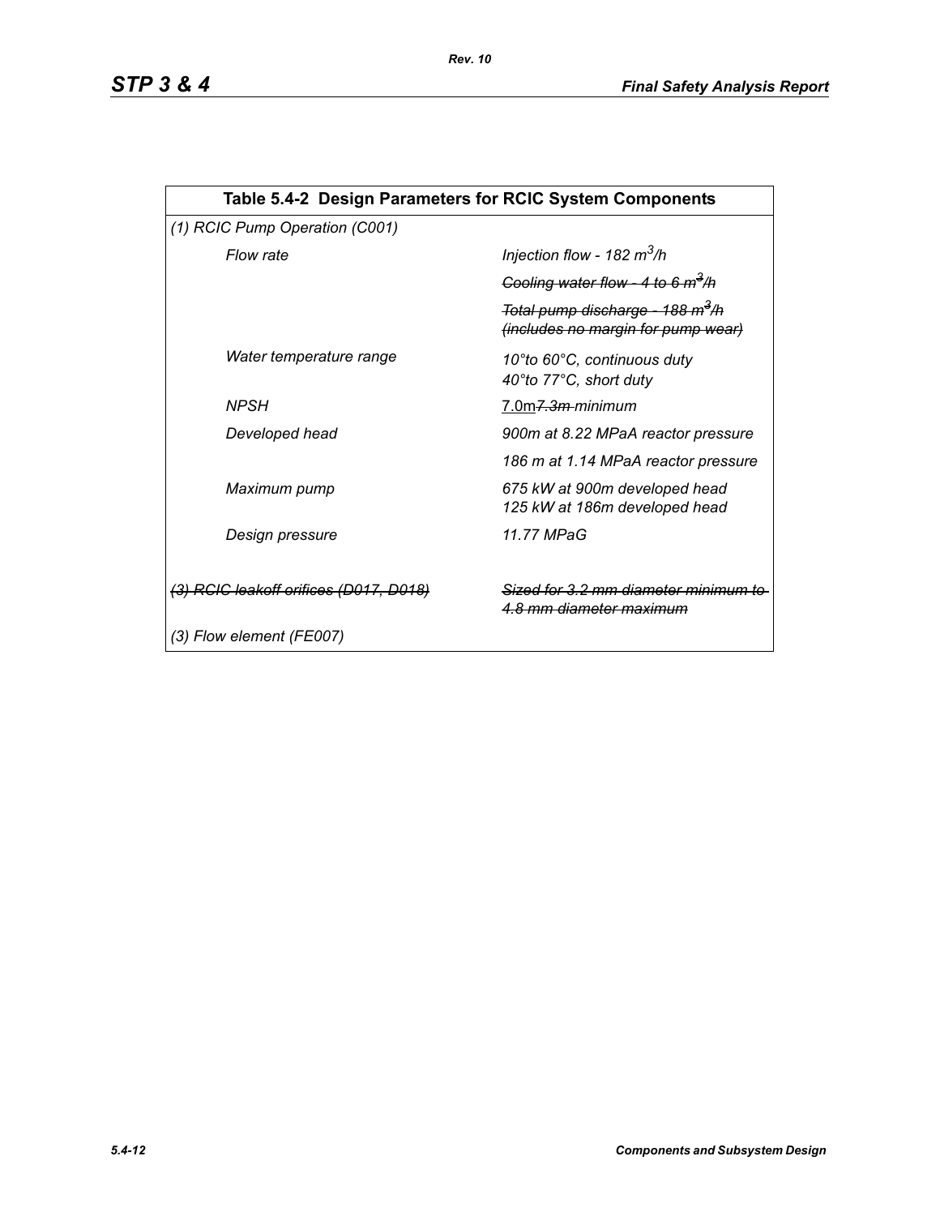| Table 5.4-2 Design Parameters for RCIC System Components | |
|---|---|
| *(1) RCIC Pump Operation (C001)* | |
| *Flow rate* | *Injection flow - 182 $m^3$/h* |
| | ~~*Cooling water flow - 4 to 6 $m^3$/h*~~ |
| | ~~*Total pump discharge - 188 $m^3$/h (includes no margin for pump wear)*~~ |
| *Water temperature range* | *10°to 60°C, continuous duty*<br>*40°to 77°C, short duty* |
| *NPSH* | 7.0m~~*7.3m*~~ *minimum* |
| *Developed head* | *900m at 8.22 MPaA reactor pressure* |
| | *186 m at 1.14 MPaA reactor pressure* |
| *Maximum pump* | *675 kW at 900m developed head*<br>*125 kW at 186m developed head* |
| *Design pressure* | *11.77 MPaG* |
| ~~*(3) RCIC leakoff orifices (D017, D018)*~~ | ~~*Sized for 3.2 mm diameter minimum to 4.8 mm diameter maximum*~~ |
| *(3) Flow element (FE007)* | |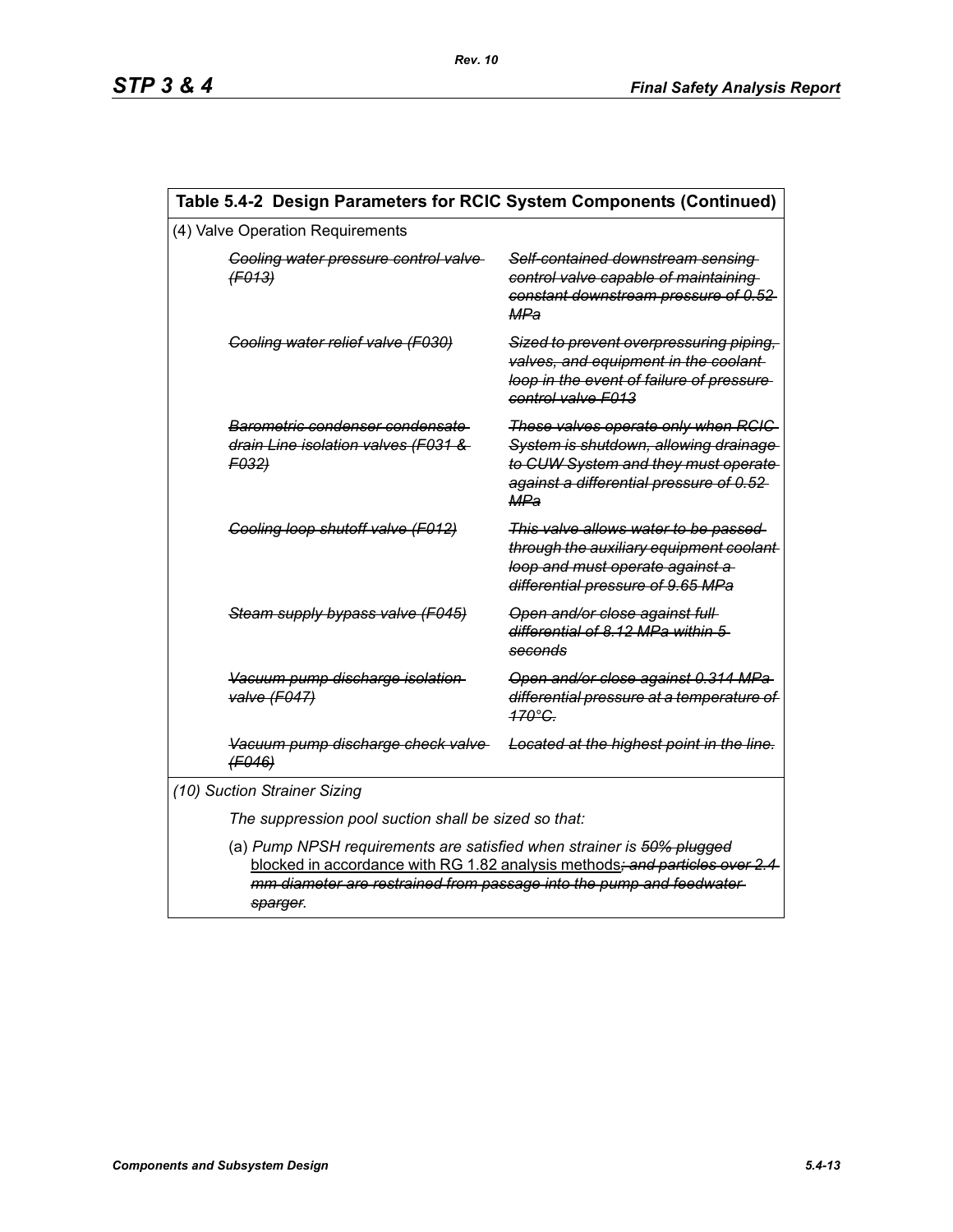**Table 5.4-2 Design Parameters for RCIC System Components (Continued)**

(4) Valve Operation Requirements

| | |
|---|---|
| ~~*Cooling water pressure control valve (F013)*~~ | ~~*Self-contained downstream sensing control valve capable of maintaining constant downstream pressure of 0.52 MPa*~~ |
| ~~*Cooling water relief valve (F030)*~~ | ~~*Sized to prevent overpressuring piping, valves, and equipment in the coolant loop in the event of failure of pressure control valve F013*~~ |
| ~~*Barometric condenser condensate drain Line isolation valves (F031 & F032)*~~ | ~~*These valves operate only when RCIC System is shutdown, allowing drainage to CUW System and they must operate against a differential pressure of 0.52 MPa*~~ |
| ~~*Cooling loop shutoff valve (F012)*~~ | ~~*This valve allows water to be passed through the auxiliary equipment coolant loop and must operate against a differential pressure of 9.65 MPa*~~ |
| ~~*Steam supply bypass valve (F045)*~~ | ~~*Open and/or close against full differential of 8.12 MPa within 5 seconds*~~ |
| ~~*Vacuum pump discharge isolation valve (F047)*~~ | ~~*Open and/or close against 0.314 MPa differential pressure at a temperature of 170°C.*~~ |
| ~~*Vacuum pump discharge check valve (F046)*~~ | ~~*Located at the highest point in the line.*~~ |

*(10) Suction Strainer Sizing*

*The suppression pool suction shall be sized so that:*

(a) *Pump NPSH requirements are satisfied when strainer is ~~50% plugged~~* <u>blocked in accordance with RG 1.82 analysis methods</u>~~*; and particles over 2.4 mm diameter are restrained from passage into the pump and feedwater sparger*~~*.*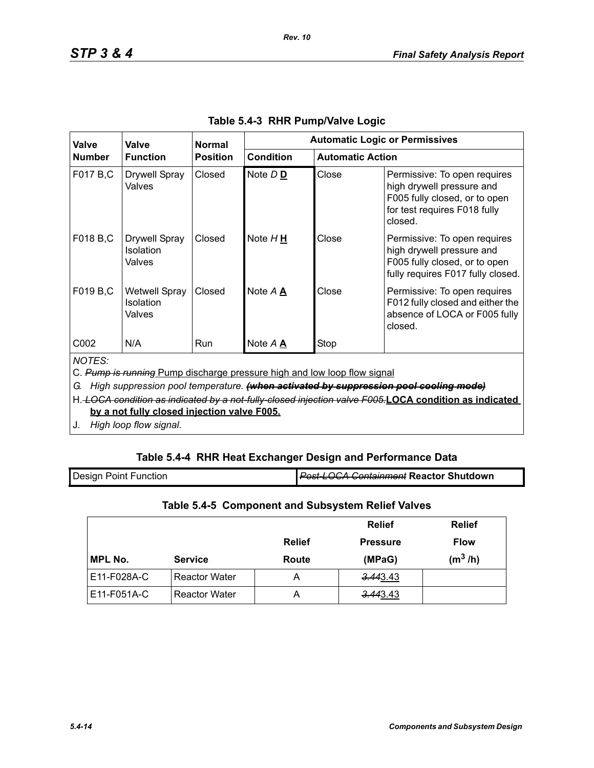**Table 5.4-3 RHR Pump/Valve Logic**

| Valve Number | Valve Function | Normal Position | Automatic Logic or Permissives | | |
|---|---|---|---|---|---|
| | | | Condition | Automatic Action | |
| F017 B,C | Drywell Spray Valves | Closed | Note *D* **D** | Close | Permissive: To open requires high drywell pressure and F005 fully closed, or to open for test requires F018 fully closed. |
| F018 B,C | Drywell Spray Isolation Valves | Closed | Note *H* **H** | Close | Permissive: To open requires high drywell pressure and F005 fully closed, or to open fully requires F017 fully closed. |
| F019 B,C | Wetwell Spray Isolation Valves | Closed | Note *A* **A** | Close | Permissive: To open requires F012 fully closed and either the absence of LOCA or F005 fully closed. |
| C002 | N/A | Run | Note *A* **A** | Stop | |

*NOTES:*

C. ~~*Pump is running*~~ Pump discharge pressure high and low loop flow signal

*G. High suppression pool temperature.* ~~***(when activated by suppression pool cooling mode)***~~

H. ~~*LOCA condition as indicated by a not-fully-closed injection valve F005.*~~ **LOCA condition as indicated by a not fully closed injection valve F005.**

J. *High loop flow signal.*

**Table 5.4-4 RHR Heat Exchanger Design and Performance Data**

| | |
|---|---|
| Design Point Function | ~~*Post-LOCA Containment*~~ **Reactor Shutdown** |

**Table 5.4-5 Component and Subsystem Relief Valves**

| MPL No. | Service | Relief Route | Relief Pressure (MPaG) | Relief Flow ($m^3$ /h) |
|---|---|---|---|---|
| E11-F028A-C | Reactor Water | A | ~~*3.44*~~3.43 | |
| E11-F051A-C | Reactor Water | A | ~~*3.44*~~3.43 | |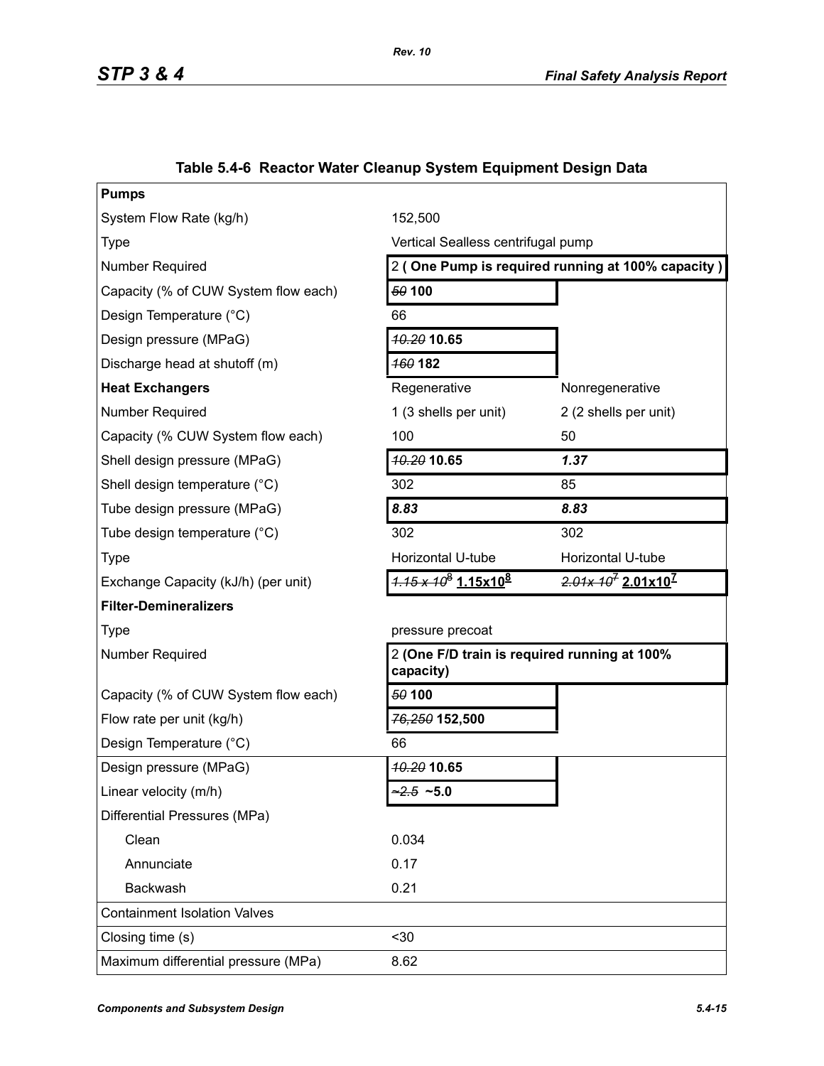**Table 5.4-6 Reactor Water Cleanup System Equipment Design Data**

| **Pumps** | | |
|---|---|---|
| System Flow Rate (kg/h) | 152,500 | |
| Type | Vertical Sealless centrifugal pump | |
| Number Required | 2 **( One Pump is required running at 100% capacity )** | |
| Capacity (% of CUW System flow each) | ~~*50*~~ **100** | |
| Design Temperature (°C) | 66 | |
| Design pressure (MPaG) | ~~*10.20*~~ **10.65** | |
| Discharge head at shutoff (m) | ~~*160*~~ **182** | |
| **Heat Exchangers** | Regenerative | Nonregenerative |
| Number Required | 1 (3 shells per unit) | 2 (2 shells per unit) |
| Capacity (% CUW System flow each) | 100 | 50 |
| Shell design pressure (MPaG) | ~~*10.20*~~ **10.65** | ***1.37*** |
| Shell design temperature (°C) | 302 | 85 |
| Tube design pressure (MPaG) | ***8.83*** | ***8.83*** |
| Tube design temperature (°C) | 302 | 302 |
| Type | Horizontal U-tube | Horizontal U-tube |
| Exchange Capacity (kJ/h) (per unit) | ~~*$1.15 \times 10^8$*~~ **$1.15\text{x}10^8$** | ~~*$2.01\text{x} 10^7$*~~ **$2.01\text{x}10^7$** |
| **Filter-Demineralizers** | | |
| Type | pressure precoat | |
| Number Required | 2 **(One F/D train is required running at 100% capacity)** | |
| Capacity (% of CUW System flow each) | ~~*50*~~ **100** | |
| Flow rate per unit (kg/h) | ~~*76,250*~~ **152,500** | |
| Design Temperature (°C) | 66 | |
| Design pressure (MPaG) | ~~*10.20*~~ **10.65** | |
| Linear velocity (m/h) | ~~*~2.5*~~ **~5.0** | |
| Differential Pressures (MPa) | | |
| Clean | 0.034 | |
| Annunciate | 0.17 | |
| Backwash | 0.21 | |
| Containment Isolation Valves | | |
| Closing time (s) | <30 | |
| Maximum differential pressure (MPa) | 8.62 | |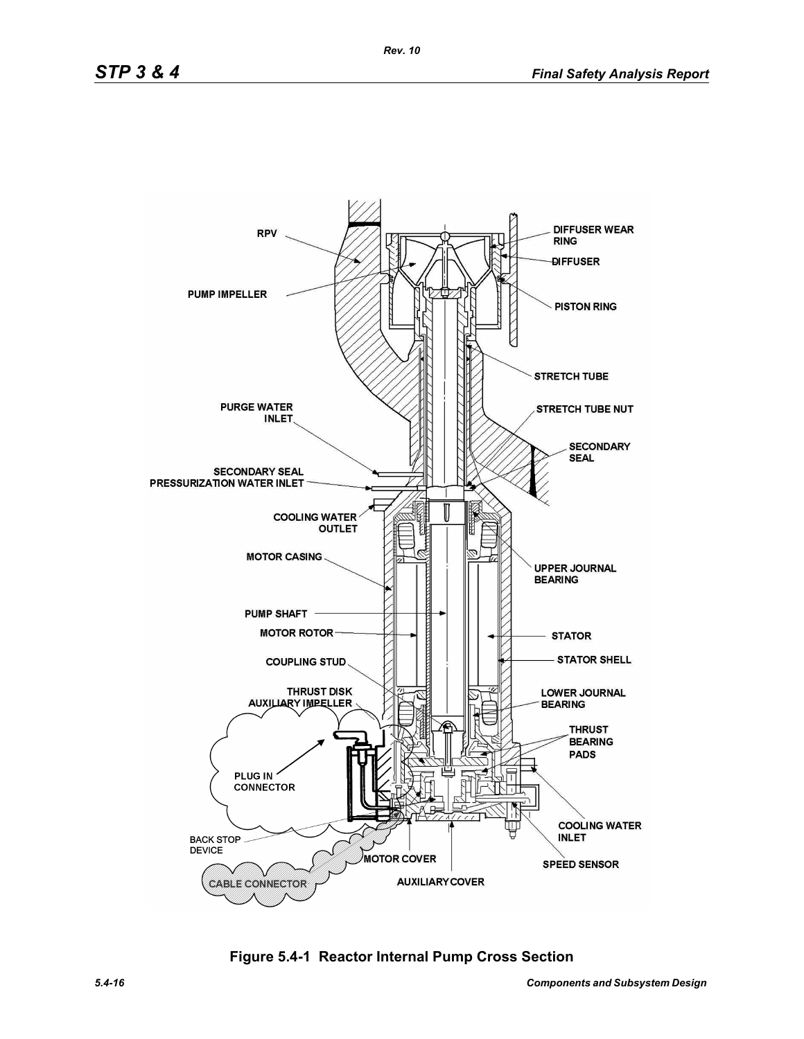RPV
PUMP IMPELLER
DIFFUSER WEAR RING
DIFFUSER
PISTON RING
STRETCH TUBE
PURGE WATER INLET
STRETCH TUBE NUT
SECONDARY SEAL
SECONDARY SEAL PRESSURIZATION WATER INLET
COOLING WATER OUTLET
MOTOR CASING
UPPER JOURNAL BEARING
PUMP SHAFT
MOTOR ROTOR
STATOR
STATOR SHELL
COUPLING STUD
THRUST DISK
AUXILIARY IMPELLER
LOWER JOURNAL BEARING
THRUST BEARING PADS
PLUG IN CONNECTOR
COOLING WATER INLET
BACK STOP DEVICE
MOTOR COVER
SPEED SENSOR
CABLE CONNECTOR
AUXILIARY COVER

**Figure 5.4-1 Reactor Internal Pump Cross Section**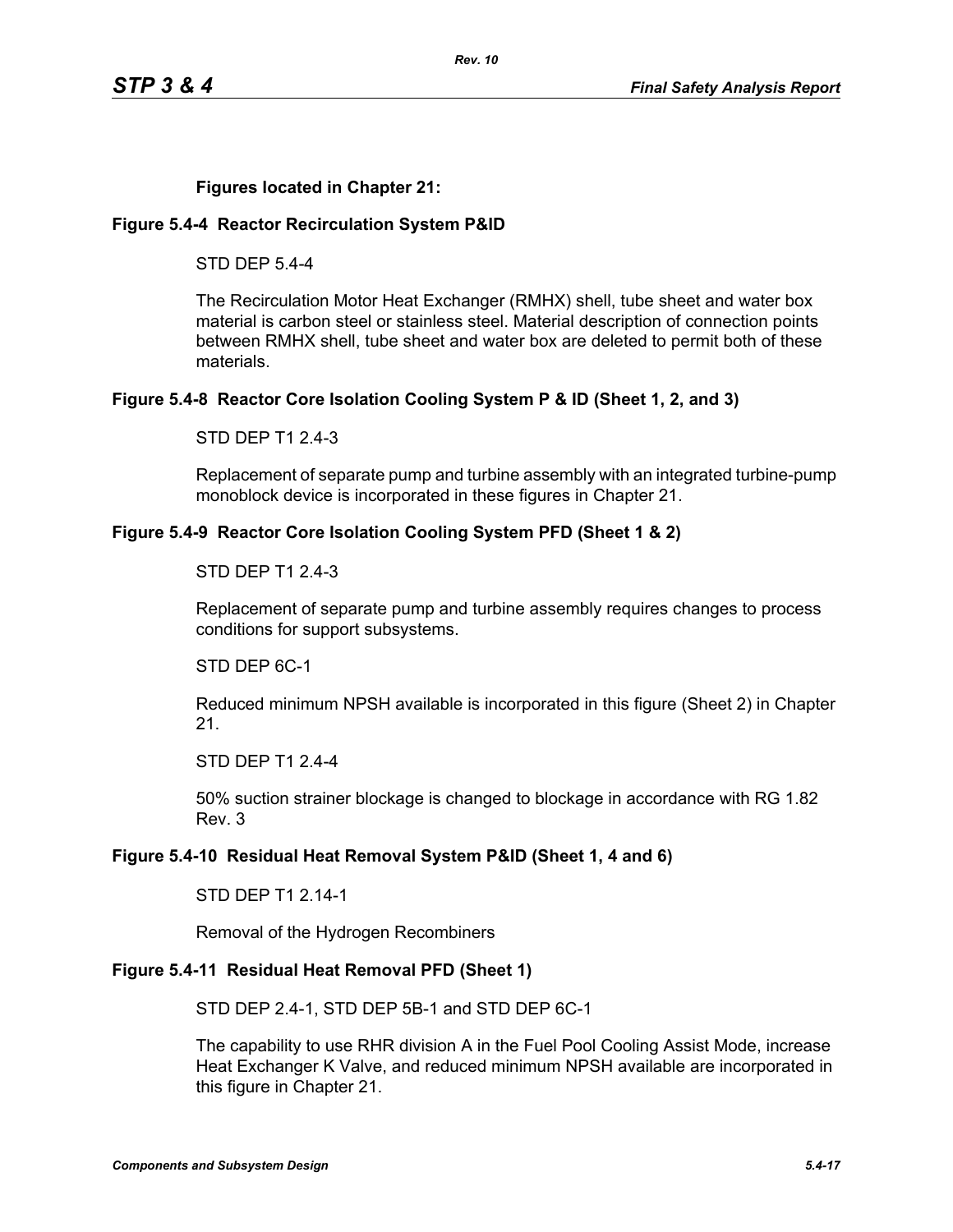**Figures located in Chapter 21:**

### Figure 5.4-4 Reactor Recirculation System P&ID

STD DEP 5.4-4

The Recirculation Motor Heat Exchanger (RMHX) shell, tube sheet and water box material is carbon steel or stainless steel. Material description of connection points between RMHX shell, tube sheet and water box are deleted to permit both of these materials.

### Figure 5.4-8 Reactor Core Isolation Cooling System P & ID (Sheet 1, 2, and 3)

STD DEP T1 2.4-3

Replacement of separate pump and turbine assembly with an integrated turbine-pump monoblock device is incorporated in these figures in Chapter 21.

### Figure 5.4-9 Reactor Core Isolation Cooling System PFD (Sheet 1 & 2)

STD DEP T1 2.4-3

Replacement of separate pump and turbine assembly requires changes to process conditions for support subsystems.

STD DEP 6C-1

Reduced minimum NPSH available is incorporated in this figure (Sheet 2) in Chapter 21.

STD DEP T1 2.4-4

50% suction strainer blockage is changed to blockage in accordance with RG 1.82 Rev. 3

### Figure 5.4-10 Residual Heat Removal System P&ID (Sheet 1, 4 and 6)

STD DEP T1 2.14-1

Removal of the Hydrogen Recombiners

### Figure 5.4-11 Residual Heat Removal PFD (Sheet 1)

STD DEP 2.4-1, STD DEP 5B-1 and STD DEP 6C-1

The capability to use RHR division A in the Fuel Pool Cooling Assist Mode, increase Heat Exchanger K Valve, and reduced minimum NPSH available are incorporated in this figure in Chapter 21.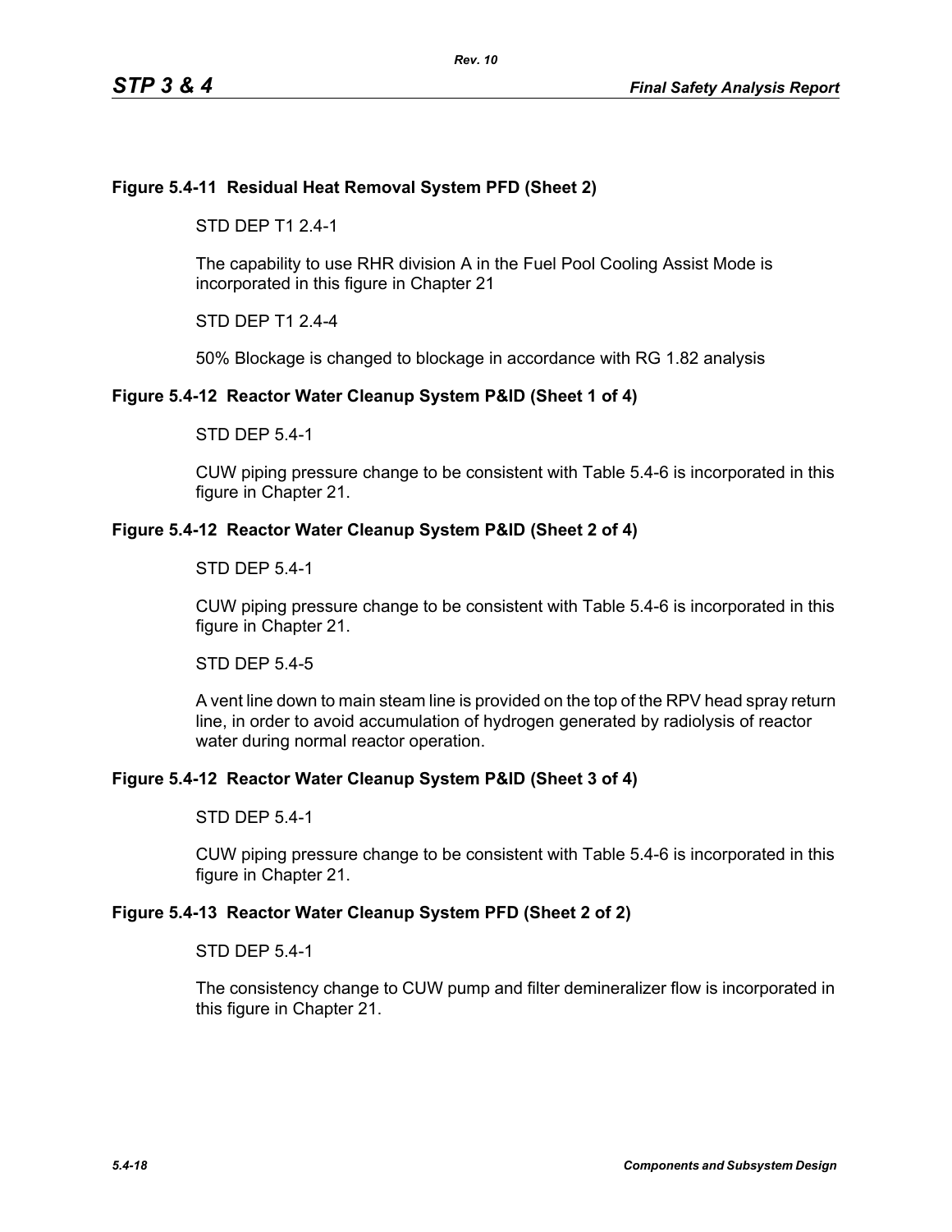### Figure 5.4-11 Residual Heat Removal System PFD (Sheet 2)

STD DEP T1 2.4-1

The capability to use RHR division A in the Fuel Pool Cooling Assist Mode is incorporated in this figure in Chapter 21

STD DEP T1 2.4-4

50% Blockage is changed to blockage in accordance with RG 1.82 analysis

### Figure 5.4-12 Reactor Water Cleanup System P&ID (Sheet 1 of 4)

STD DEP 5.4-1

CUW piping pressure change to be consistent with Table 5.4-6 is incorporated in this figure in Chapter 21.

### Figure 5.4-12 Reactor Water Cleanup System P&ID (Sheet 2 of 4)

STD DEP 5.4-1

CUW piping pressure change to be consistent with Table 5.4-6 is incorporated in this figure in Chapter 21.

STD DEP 5.4-5

A vent line down to main steam line is provided on the top of the RPV head spray return line, in order to avoid accumulation of hydrogen generated by radiolysis of reactor water during normal reactor operation.

### Figure 5.4-12 Reactor Water Cleanup System P&ID (Sheet 3 of 4)

STD DEP 5.4-1

CUW piping pressure change to be consistent with Table 5.4-6 is incorporated in this figure in Chapter 21.

### Figure 5.4-13 Reactor Water Cleanup System PFD (Sheet 2 of 2)

STD DEP 5.4-1

The consistency change to CUW pump and filter demineralizer flow is incorporated in this figure in Chapter 21.